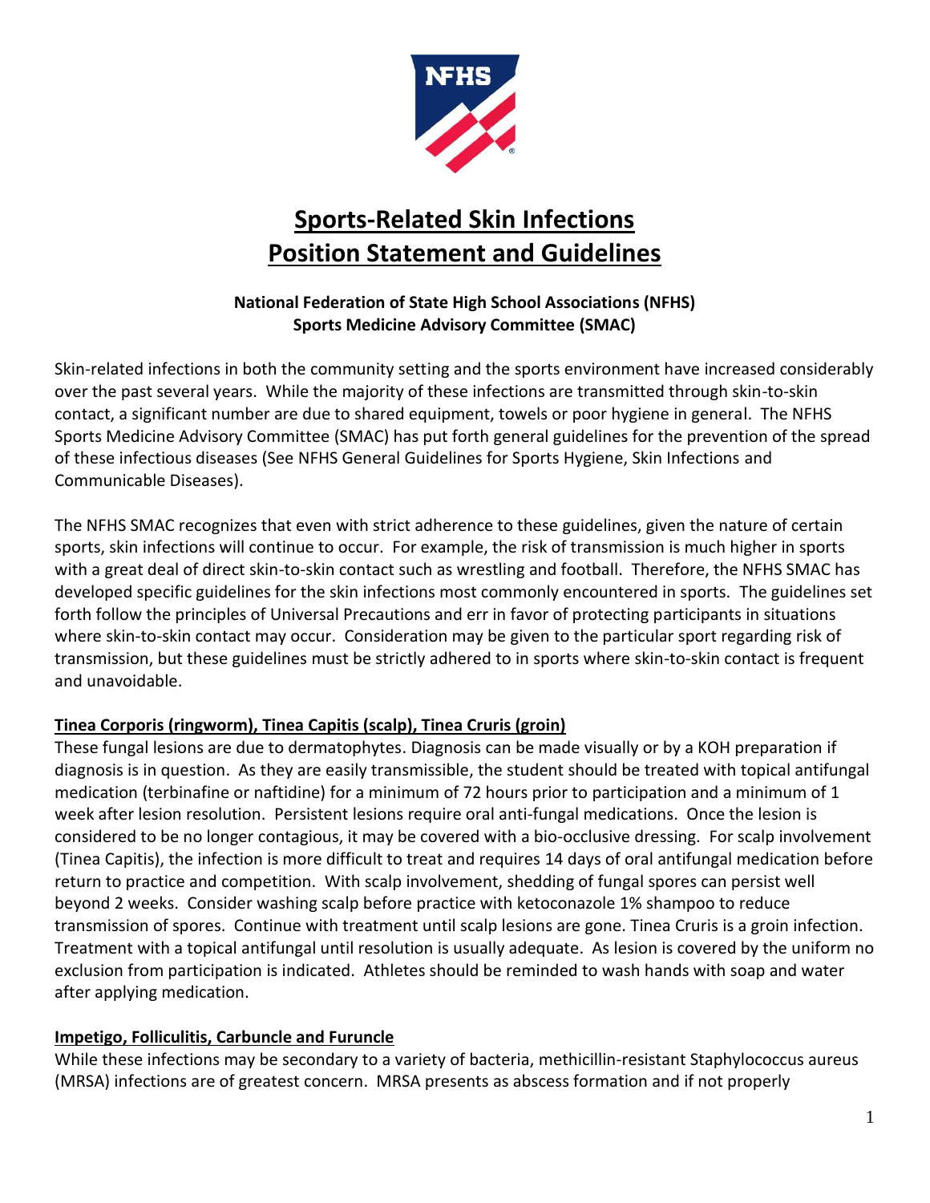# Sports-Related Skin Infections
# Position Statement and Guidelines

**National Federation of State High School Associations (NFHS)**
**Sports Medicine Advisory Committee (SMAC)**

Skin-related infections in both the community setting and the sports environment have increased considerably over the past several years. While the majority of these infections are transmitted through skin-to-skin contact, a significant number are due to shared equipment, towels or poor hygiene in general. The NFHS Sports Medicine Advisory Committee (SMAC) has put forth general guidelines for the prevention of the spread of these infectious diseases (See NFHS General Guidelines for Sports Hygiene, Skin Infections and Communicable Diseases).

The NFHS SMAC recognizes that even with strict adherence to these guidelines, given the nature of certain sports, skin infections will continue to occur. For example, the risk of transmission is much higher in sports with a great deal of direct skin-to-skin contact such as wrestling and football. Therefore, the NFHS SMAC has developed specific guidelines for the skin infections most commonly encountered in sports. The guidelines set forth follow the principles of Universal Precautions and err in favor of protecting participants in situations where skin-to-skin contact may occur. Consideration may be given to the particular sport regarding risk of transmission, but these guidelines must be strictly adhered to in sports where skin-to-skin contact is frequent and unavoidable.

## Tinea Corporis (ringworm), Tinea Capitis (scalp), Tinea Cruris (groin)

These fungal lesions are due to dermatophytes. Diagnosis can be made visually or by a KOH preparation if diagnosis is in question. As they are easily transmissible, the student should be treated with topical antifungal medication (terbinafine or naftidine) for a minimum of 72 hours prior to participation and a minimum of 1 week after lesion resolution. Persistent lesions require oral anti-fungal medications. Once the lesion is considered to be no longer contagious, it may be covered with a bio-occlusive dressing. For scalp involvement (Tinea Capitis), the infection is more difficult to treat and requires 14 days of oral antifungal medication before return to practice and competition. With scalp involvement, shedding of fungal spores can persist well beyond 2 weeks. Consider washing scalp before practice with ketoconazole 1% shampoo to reduce transmission of spores. Continue with treatment until scalp lesions are gone. Tinea Cruris is a groin infection. Treatment with a topical antifungal until resolution is usually adequate. As lesion is covered by the uniform no exclusion from participation is indicated. Athletes should be reminded to wash hands with soap and water after applying medication.

## Impetigo, Folliculitis, Carbuncle and Furuncle

While these infections may be secondary to a variety of bacteria, methicillin-resistant Staphylococcus aureus (MRSA) infections are of greatest concern. MRSA presents as abscess formation and if not properly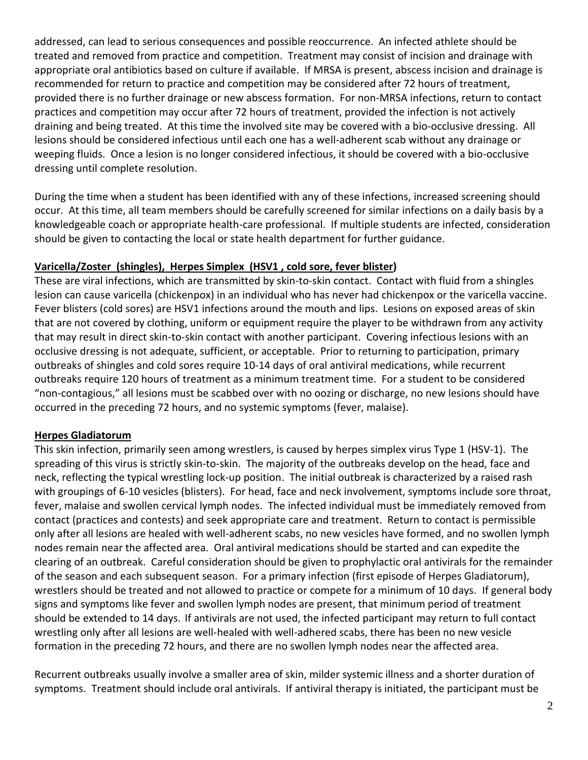addressed, can lead to serious consequences and possible reoccurrence. An infected athlete should be treated and removed from practice and competition. Treatment may consist of incision and drainage with appropriate oral antibiotics based on culture if available. If MRSA is present, abscess incision and drainage is recommended for return to practice and competition may be considered after 72 hours of treatment, provided there is no further drainage or new abscess formation. For non-MRSA infections, return to contact practices and competition may occur after 72 hours of treatment, provided the infection is not actively draining and being treated. At this time the involved site may be covered with a bio-occlusive dressing. All lesions should be considered infectious until each one has a well-adherent scab without any drainage or weeping fluids. Once a lesion is no longer considered infectious, it should be covered with a bio-occlusive dressing until complete resolution.

During the time when a student has been identified with any of these infections, increased screening should occur. At this time, all team members should be carefully screened for similar infections on a daily basis by a knowledgeable coach or appropriate health-care professional. If multiple students are infected, consideration should be given to contacting the local or state health department for further guidance.

**Varicella/Zoster (shingles), Herpes Simplex (HSV1 , cold sore, fever blister)**

These are viral infections, which are transmitted by skin-to-skin contact. Contact with fluid from a shingles lesion can cause varicella (chickenpox) in an individual who has never had chickenpox or the varicella vaccine. Fever blisters (cold sores) are HSV1 infections around the mouth and lips. Lesions on exposed areas of skin that are not covered by clothing, uniform or equipment require the player to be withdrawn from any activity that may result in direct skin-to-skin contact with another participant. Covering infectious lesions with an occlusive dressing is not adequate, sufficient, or acceptable. Prior to returning to participation, primary outbreaks of shingles and cold sores require 10-14 days of oral antiviral medications, while recurrent outbreaks require 120 hours of treatment as a minimum treatment time. For a student to be considered "non-contagious," all lesions must be scabbed over with no oozing or discharge, no new lesions should have occurred in the preceding 72 hours, and no systemic symptoms (fever, malaise).

**Herpes Gladiatorum**

This skin infection, primarily seen among wrestlers, is caused by herpes simplex virus Type 1 (HSV-1). The spreading of this virus is strictly skin-to-skin. The majority of the outbreaks develop on the head, face and neck, reflecting the typical wrestling lock-up position. The initial outbreak is characterized by a raised rash with groupings of 6-10 vesicles (blisters). For head, face and neck involvement, symptoms include sore throat, fever, malaise and swollen cervical lymph nodes. The infected individual must be immediately removed from contact (practices and contests) and seek appropriate care and treatment. Return to contact is permissible only after all lesions are healed with well-adherent scabs, no new vesicles have formed, and no swollen lymph nodes remain near the affected area. Oral antiviral medications should be started and can expedite the clearing of an outbreak. Careful consideration should be given to prophylactic oral antivirals for the remainder of the season and each subsequent season. For a primary infection (first episode of Herpes Gladiatorum), wrestlers should be treated and not allowed to practice or compete for a minimum of 10 days. If general body signs and symptoms like fever and swollen lymph nodes are present, that minimum period of treatment should be extended to 14 days. If antivirals are not used, the infected participant may return to full contact wrestling only after all lesions are well-healed with well-adhered scabs, there has been no new vesicle formation in the preceding 72 hours, and there are no swollen lymph nodes near the affected area.

Recurrent outbreaks usually involve a smaller area of skin, milder systemic illness and a shorter duration of symptoms. Treatment should include oral antivirals. If antiviral therapy is initiated, the participant must be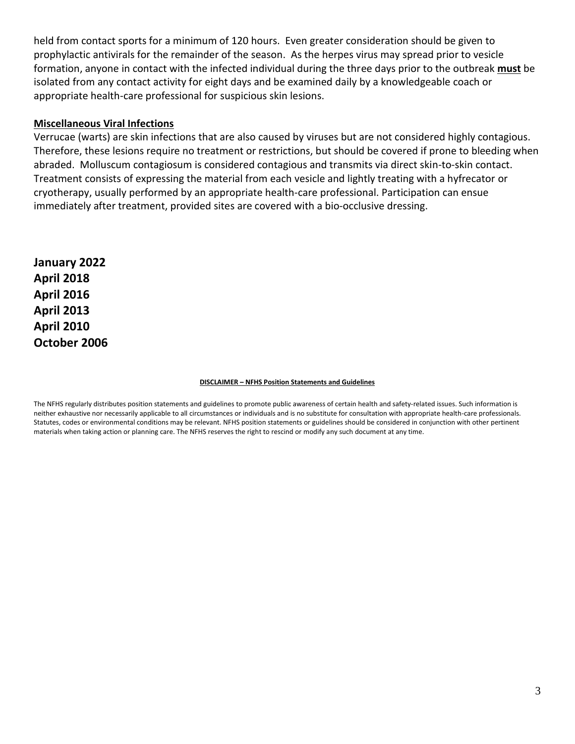held from contact sports for a minimum of 120 hours. Even greater consideration should be given to prophylactic antivirals for the remainder of the season. As the herpes virus may spread prior to vesicle formation, anyone in contact with the infected individual during the three days prior to the outbreak **<u>must</u>** be isolated from any contact activity for eight days and be examined daily by a knowledgeable coach or appropriate health-care professional for suspicious skin lesions.

**<u>Miscellaneous Viral Infections</u>**

Verrucae (warts) are skin infections that are also caused by viruses but are not considered highly contagious. Therefore, these lesions require no treatment or restrictions, but should be covered if prone to bleeding when abraded. Molluscum contagiosum is considered contagious and transmits via direct skin-to-skin contact. Treatment consists of expressing the material from each vesicle and lightly treating with a hyfrecator or cryotherapy, usually performed by an appropriate health-care professional. Participation can ensue immediately after treatment, provided sites are covered with a bio-occlusive dressing.

**January 2022**
**April 2018**
**April 2016**
**April 2013**
**April 2010**
**October 2006**

**<u>DISCLAIMER – NFHS Position Statements and Guidelines</u>**

The NFHS regularly distributes position statements and guidelines to promote public awareness of certain health and safety-related issues. Such information is neither exhaustive nor necessarily applicable to all circumstances or individuals and is no substitute for consultation with appropriate health-care professionals. Statutes, codes or environmental conditions may be relevant. NFHS position statements or guidelines should be considered in conjunction with other pertinent materials when taking action or planning care. The NFHS reserves the right to rescind or modify any such document at any time.